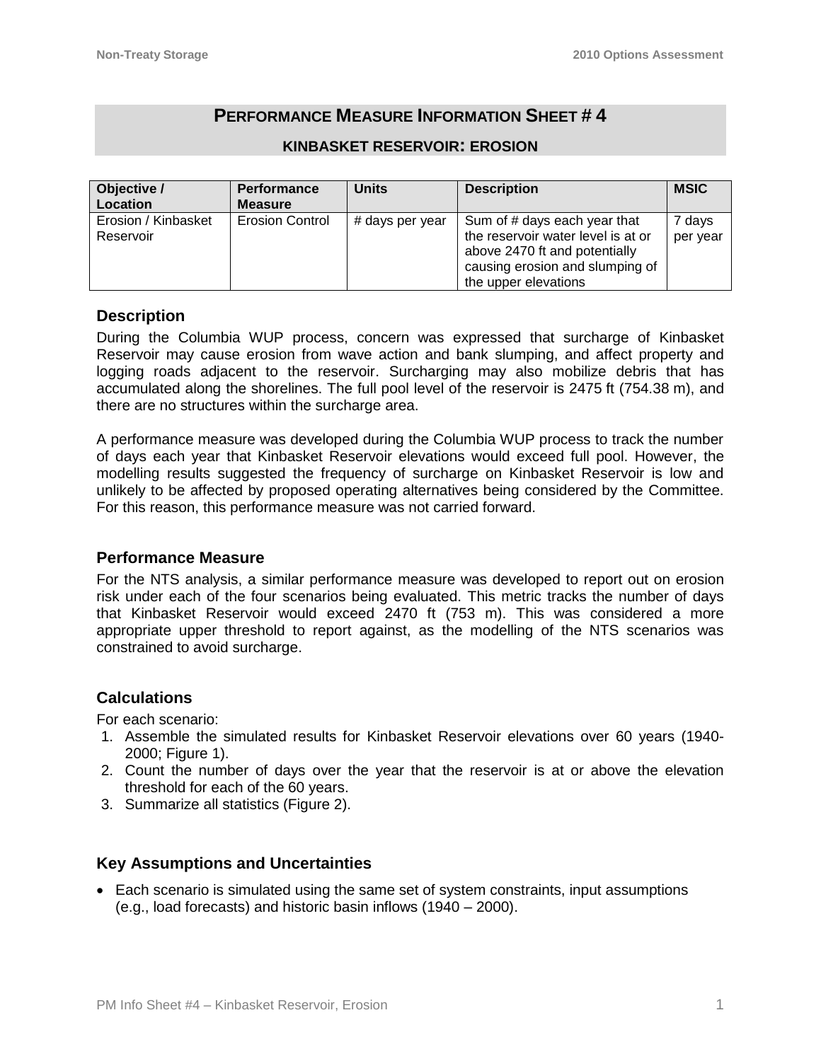# Performance Measure Information Sheet # 4

## Kinbasket Reservoir: Erosion

| Objective / Location | Performance Measure | Units | Description | MSIC |
|---|---|---|---|---|
| Erosion / Kinbasket Reservoir | Erosion Control | # days per year | Sum of # days each year that the reservoir water level is at or above 2470 ft and potentially causing erosion and slumping of the upper elevations | 7 days per year |

### Description

During the Columbia WUP process, concern was expressed that surcharge of Kinbasket Reservoir may cause erosion from wave action and bank slumping, and affect property and logging roads adjacent to the reservoir. Surcharging may also mobilize debris that has accumulated along the shorelines. The full pool level of the reservoir is 2475 ft (754.38 m), and there are no structures within the surcharge area.

A performance measure was developed during the Columbia WUP process to track the number of days each year that Kinbasket Reservoir elevations would exceed full pool. However, the modelling results suggested the frequency of surcharge on Kinbasket Reservoir is low and unlikely to be affected by proposed operating alternatives being considered by the Committee. For this reason, this performance measure was not carried forward.

### Performance Measure

For the NTS analysis, a similar performance measure was developed to report out on erosion risk under each of the four scenarios being evaluated. This metric tracks the number of days that Kinbasket Reservoir would exceed 2470 ft (753 m). This was considered a more appropriate upper threshold to report against, as the modelling of the NTS scenarios was constrained to avoid surcharge.

### Calculations

For each scenario:

1. Assemble the simulated results for Kinbasket Reservoir elevations over 60 years (1940-2000; Figure 1).
2. Count the number of days over the year that the reservoir is at or above the elevation threshold for each of the 60 years.
3. Summarize all statistics (Figure 2).

### Key Assumptions and Uncertainties

- Each scenario is simulated using the same set of system constraints, input assumptions (e.g., load forecasts) and historic basin inflows (1940 – 2000).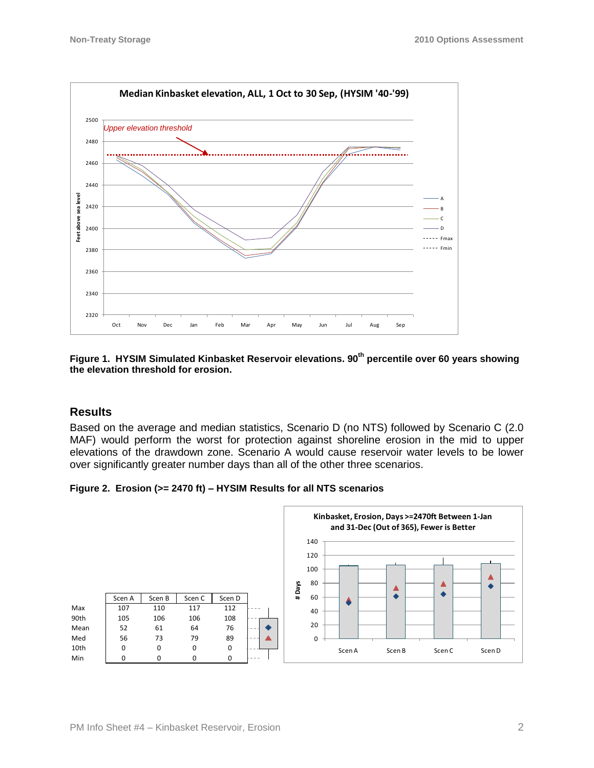Median Kinbasket elevation, ALL, 1 Oct to 30 Sep, (HYSIM '40-'99)

Upper elevation threshold

Feet above sea level

2500
2480
2460
2440
2420
2400
2380
2360
2340
2320

Oct Nov Dec Jan Feb Mar Apr May Jun Jul Aug Sep

A
B
C
D
Fmax
Fmin

**Figure 1. HYSIM Simulated Kinbasket Reservoir elevations. 90th percentile over 60 years showing the elevation threshold for erosion.**

## Results

Based on the average and median statistics, Scenario D (no NTS) followed by Scenario C (2.0 MAF) would perform the worst for protection against shoreline erosion in the mid to upper elevations of the drawdown zone. Scenario A would cause reservoir water levels to be lower over significantly greater number days than all of the other three scenarios.

**Figure 2. Erosion (>= 2470 ft) – HYSIM Results for all NTS scenarios**

| | Scen A | Scen B | Scen C | Scen D |
|---|---|---|---|---|
| Max | 107 | 110 | 117 | 112 |
| 90th | 105 | 106 | 106 | 108 |
| Mean | 52 | 61 | 64 | 76 |
| Med | 56 | 73 | 79 | 89 |
| 10th | 0 | 0 | 0 | 0 |
| Min | 0 | 0 | 0 | 0 |

Kinbasket, Erosion, Days >=2470ft Between 1-Jan and 31-Dec (Out of 365), Fewer is Better

# Days

140
120
100
80
60
40
20
0

Scen A Scen B Scen C Scen D